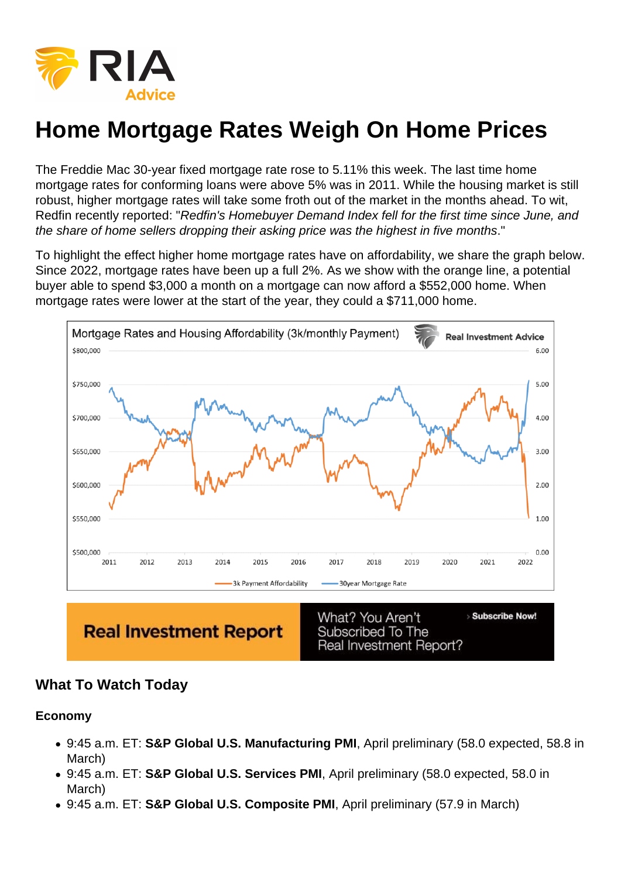# Home Mortgage Rates Weigh On Home Prices

The Freddie Mac 30-year fixed mortgage rate rose to 5.11% this week. The last time home mortgage rates for conforming loans were above 5% was in 2011. While the housing market is still robust, higher mortgage rates will take some froth out of the market in the months ahead. To wit, Redfin recently reported: "*Redfin's Homebuyer Demand Index fell for the first time since June, and the share of home sellers dropping their asking price was the highest in five months*."

To highlight the effect higher home mortgage rates have on affordability, we share the graph below. Since 2022, mortgage rates have been up a full 2%. As we show with the orange line, a potential buyer able to spend $3,000 a month on a mortgage can now afford a $552,000 home. When mortgage rates were lower at the start of the year, they could a $711,000 home.

Mortgage Rates and Housing Affordability (3k/monthly Payment)

Real Investment Advice

$800,000
$750,000
$700,000
$650,000
$600,000
$550,000
$500,000

6.00
5.00
4.00
3.00
2.00
1.00
0.00

2011 2012 2013 2014 2015 2016 2017 2018 2019 2020 2021 2022

3k Payment Affordability
30year Mortgage Rate

**Real Investment Report**

What? You Aren't Subscribed To The Real Investment Report?

Subscribe Now!

## What To Watch Today

### Economy

- 9:45 a.m. ET: **S&P Global U.S. Manufacturing PMI**, April preliminary (58.0 expected, 58.8 in March)
- 9:45 a.m. ET: **S&P Global U.S. Services PMI**, April preliminary (58.0 expected, 58.0 in March)
- 9:45 a.m. ET: **S&P Global U.S. Composite PMI**, April preliminary (57.9 in March)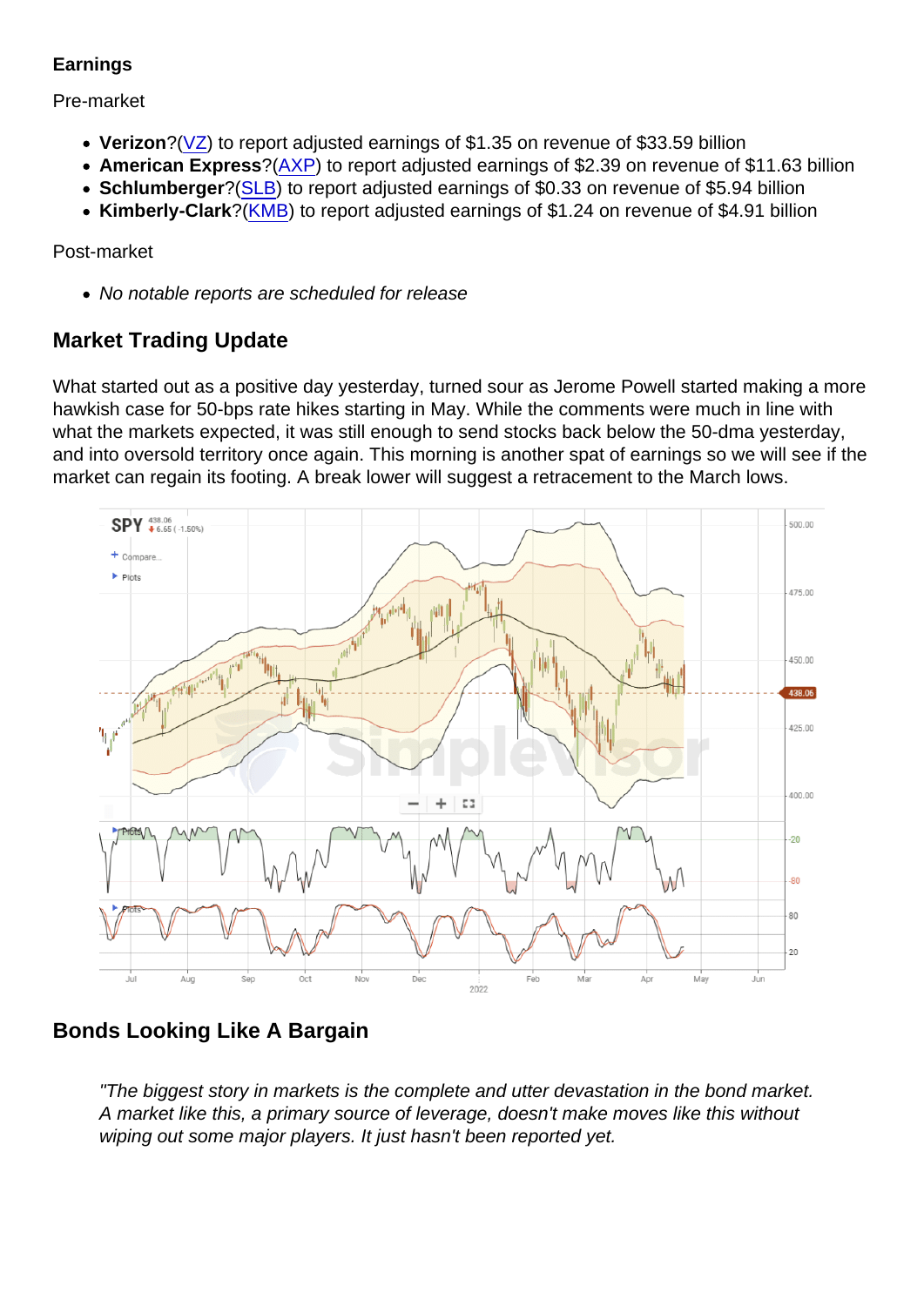**Earnings**

Pre-market

- **Verizon**?(VZ) to report adjusted earnings of $1.35 on revenue of $33.59 billion
- **American Express**?(AXP) to report adjusted earnings of $2.39 on revenue of $11.63 billion
- **Schlumberger**?(SLB) to report adjusted earnings of $0.33 on revenue of $5.94 billion
- **Kimberly-Clark**?(KMB) to report adjusted earnings of $1.24 on revenue of $4.91 billion

Post-market

- *No notable reports are scheduled for release*

## Market Trading Update

What started out as a positive day yesterday, turned sour as Jerome Powell started making a more hawkish case for 50-bps rate hikes starting in May. While the comments were much in line with what the markets expected, it was still enough to send stocks back below the 50-dma yesterday, and into oversold territory once again. This morning is another spat of earnings so we will see if the market can regain its footing. A break lower will suggest a retracement to the March lows.

SPY 438.06
6.65 (-1.50%)
Compare...
Plots
500.00
475.00
450.00
438.06
425.00
400.00
Plots
20
80
Plots
80
20
Jul
Aug
Sep
Oct
Nov
Dec
2022
Feb
Mar
Apr
May
Jun

## Bonds Looking Like A Bargain

> *"The biggest story in markets is the complete and utter devastation in the bond market. A market like this, a primary source of leverage, doesn't make moves like this without wiping out some major players. It just hasn't been reported yet.*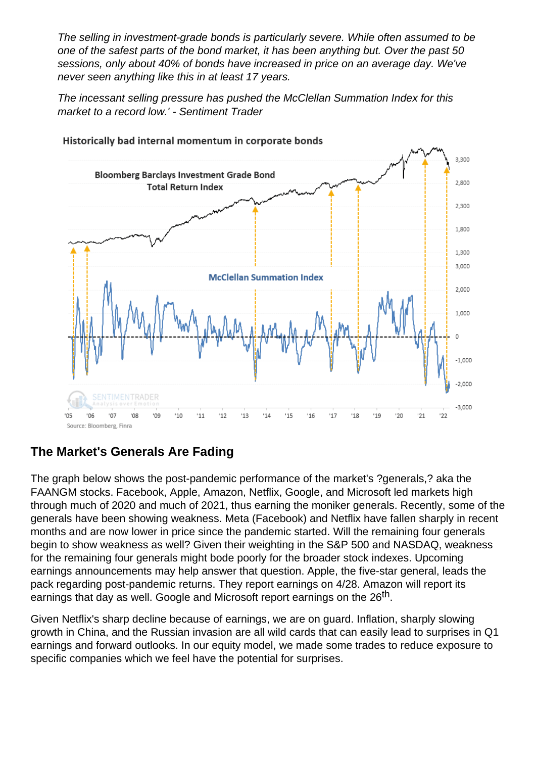*The selling in investment-grade bonds is particularly severe. While often assumed to be one of the safest parts of the bond market, it has been anything but. Over the past 50 sessions, only about 40% of bonds have increased in price on an average day. We've never seen anything like this in at least 17 years.*

*The incessant selling pressure has pushed the McClellan Summation Index for this market to a record low.' - Sentiment Trader*

Historically bad internal momentum in corporate bonds

Bloomberg Barclays Investment Grade Bond Total Return Index

McClellan Summation Index

3,300
2,800
2,300
1,800
1,300
3,000
2,000
1,000
0
-1,000
-2,000
-3,000

'05 '06 '07 '08 '09 '10 '11 '12 '13 '14 '15 '16 '17 '18 '19 '20 '21 '22

SENTIMENTRADER Analysis over Emotion

Source: Bloomberg, Finra

## The Market's Generals Are Fading

The graph below shows the post-pandemic performance of the market's ?generals,? aka the FAANGM stocks. Facebook, Apple, Amazon, Netflix, Google, and Microsoft led markets high through much of 2020 and much of 2021, thus earning the moniker generals. Recently, some of the generals have been showing weakness. Meta (Facebook) and Netflix have fallen sharply in recent months and are now lower in price since the pandemic started. Will the remaining four generals begin to show weakness as well? Given their weighting in the S&P 500 and NASDAQ, weakness for the remaining four generals might bode poorly for the broader stock indexes. Upcoming earnings announcements may help answer that question. Apple, the five-star general, leads the pack regarding post-pandemic returns. They report earnings on 4/28. Amazon will report its earnings that day as well. Google and Microsoft report earnings on the 26th.

Given Netflix's sharp decline because of earnings, we are on guard. Inflation, sharply slowing growth in China, and the Russian invasion are all wild cards that can easily lead to surprises in Q1 earnings and forward outlooks. In our equity model, we made some trades to reduce exposure to specific companies which we feel have the potential for surprises.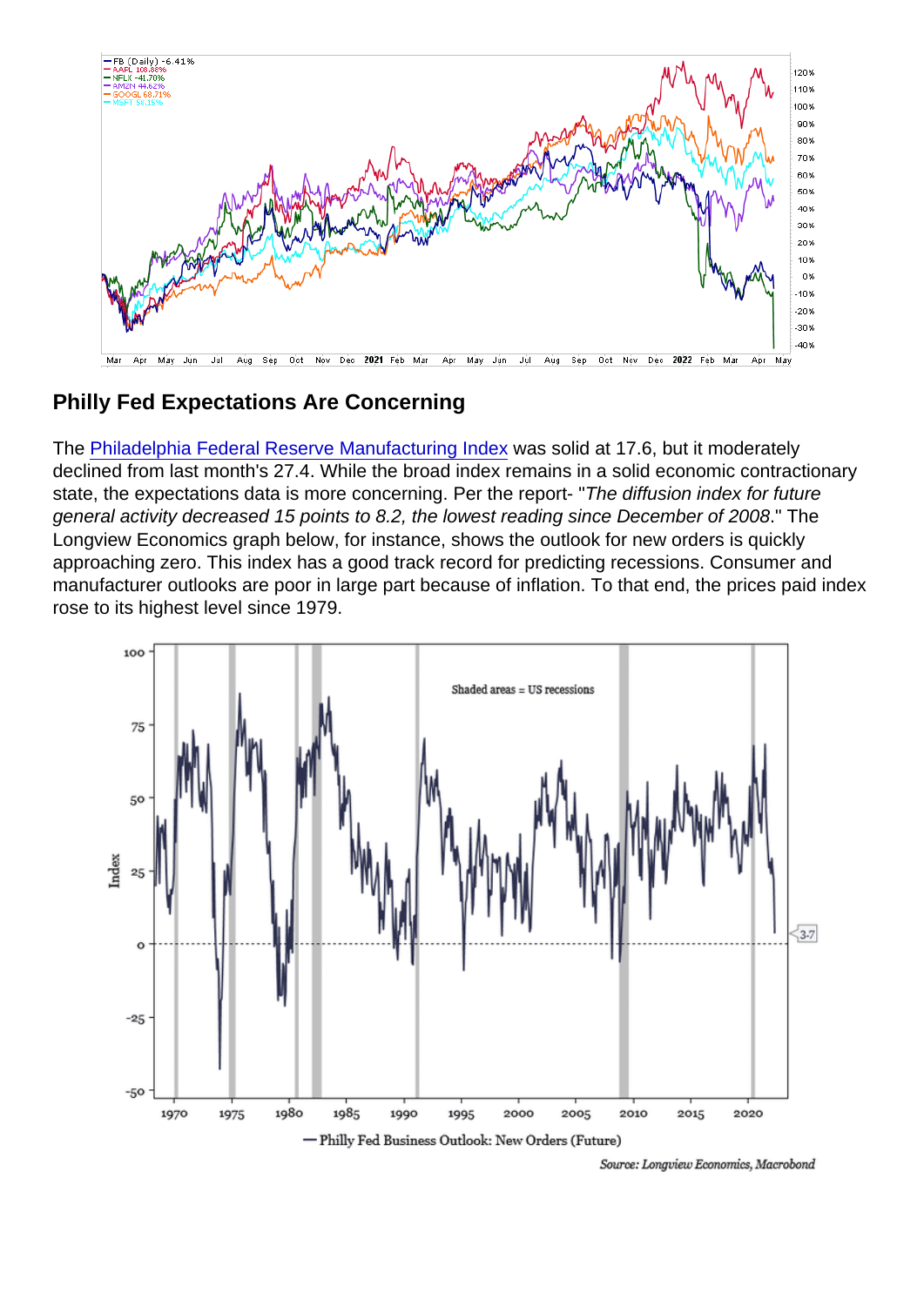FB (Daily) -6.41%
AAPL 108.88%
NFLX -41.70%
AMZN 44.62%
GOOGL 68.71%
MSFT 56.15%

120%
110%
100%
90%
80%
70%
60%
50%
40%
30%
20%
10%
0%
-10%
-20%
-30%
-40%

Mar Apr May Jun Jul Aug Sep Oct Nov Dec 2021 Feb Mar Apr May Jun Jul Aug Sep Oct Nov Dec 2022 Feb Mar Apr May

## Philly Fed Expectations Are Concerning

The Philadelphia Federal Reserve Manufacturing Index was solid at 17.6, but it moderately declined from last month's 27.4. While the broad index remains in a solid economic contractionary state, the expectations data is more concerning. Per the report- "*The diffusion index for future general activity decreased 15 points to 8.2, the lowest reading since December of 2008*." The Longview Economics graph below, for instance, shows the outlook for new orders is quickly approaching zero. This index has a good track record for predicting recessions. Consumer and manufacturer outlooks are poor in large part because of inflation. To that end, the prices paid index rose to its highest level since 1979.

Shaded areas = US recessions

Index

100
75
50
25
0
-25
-50

3.7

1970 1975 1980 1985 1990 1995 2000 2005 2010 2015 2020

— Philly Fed Business Outlook: New Orders (Future)

*Source: Longview Economics, Macrobond*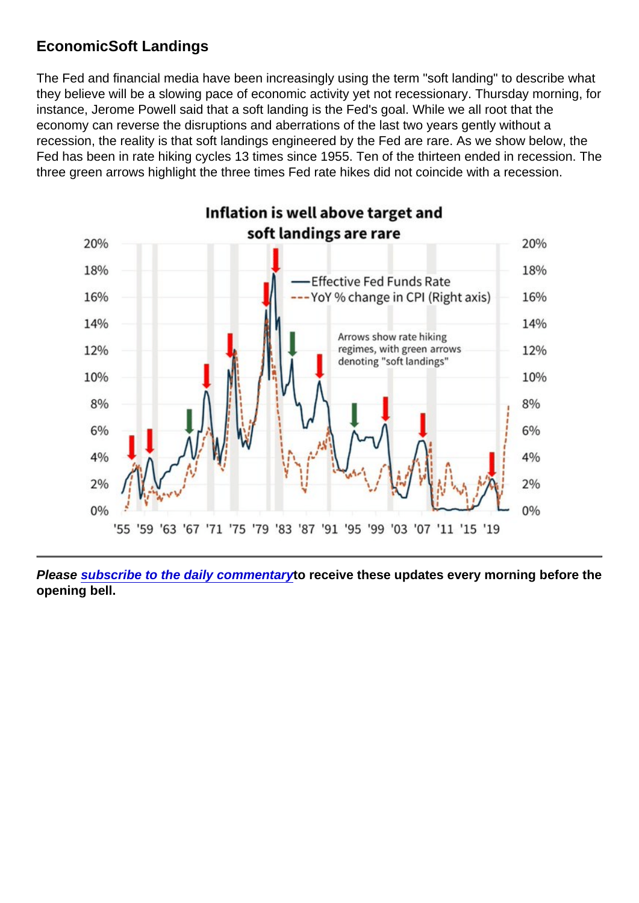## EconomicSoft Landings

The Fed and financial media have been increasingly using the term "soft landing" to describe what they believe will be a slowing pace of economic activity yet not recessionary. Thursday morning, for instance, Jerome Powell said that a soft landing is the Fed's goal. While we all root that the economy can reverse the disruptions and aberrations of the last two years gently without a recession, the reality is that soft landings engineered by the Fed are rare. As we show below, the Fed has been in rate hiking cycles 13 times since 1955. Ten of the thirteen ended in recession. The three green arrows highlight the three times Fed rate hikes did not coincide with a recession.

Inflation is well above target and soft landings are rare

Effective Fed Funds Rate

YoY % change in CPI (Right axis)

Arrows show rate hiking regimes, with green arrows denoting "soft landings"

20%
18%
16%
14%
12%
10%
8%
6%
4%
2%
0%

'55 '59 '63 '67 '71 '75 '79 '83 '87 '91 '95 '99 '03 '07 '11 '15 '19

---

***Please* [subscribe to the daily commentary](#)to receive these updates every morning before the opening bell.**